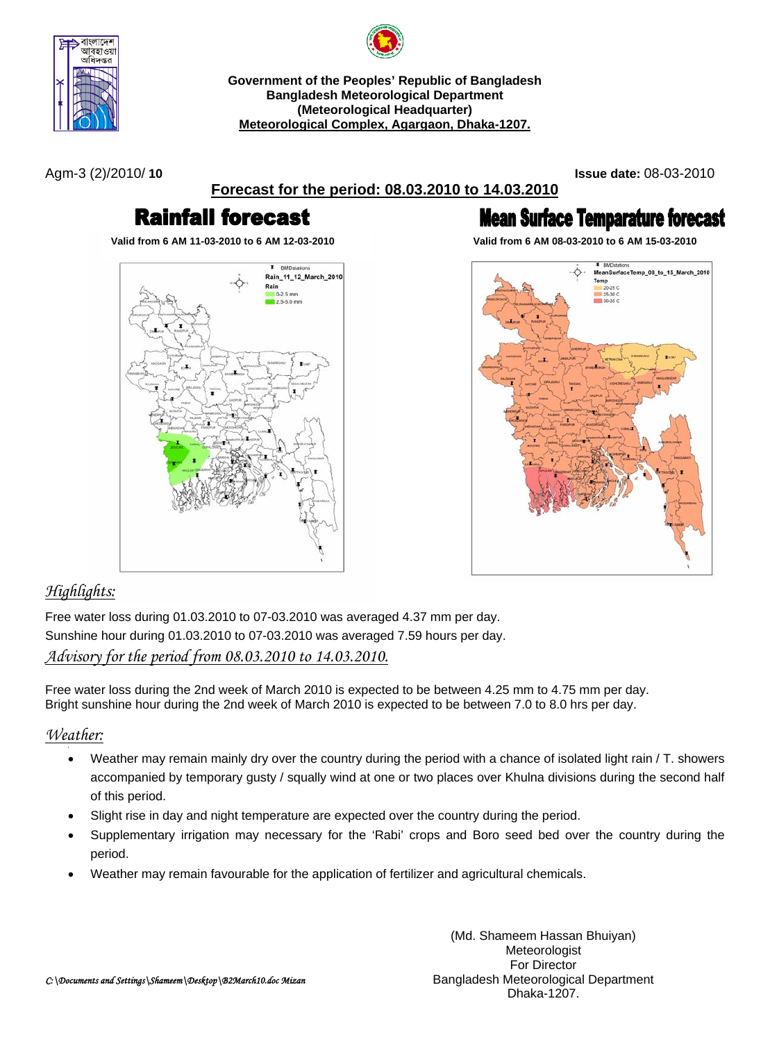**Government of the Peoples' Republic of Bangladesh**
**Bangladesh Meteorological Department**
**(Meteorological Headquarter)**
**Meteorological Complex, Agargaon, Dhaka-1207.**

Agm-3 (2)/2010/ **10**

**Issue date:** 08-03-2010

## Forecast for the period: 08.03.2010 to 14.03.2010

# Rainfall forecast

**Valid from 6 AM 11-03-2010 to 6 AM 12-03-2010**

# Mean Surface Temparature forecast

**Valid from 6 AM 08-03-2010 to 6 AM 15-03-2010**

## *Highlights:*

Free water loss during 01.03.2010 to 07-03.2010 was averaged 4.37 mm per day.
Sunshine hour during 01.03.2010 to 07-03.2010 was averaged 7.59 hours per day.

## *Advisory for the period from 08.03.2010 to 14.03.2010.*

Free water loss during the 2nd week of March 2010 is expected to be between 4.25 mm to 4.75 mm per day.
Bright sunshine hour during the 2nd week of March 2010 is expected to be between 7.0 to 8.0 hrs per day.

## *Weather:*

- Weather may remain mainly dry over the country during the period with a chance of isolated light rain / T. showers accompanied by temporary gusty / squally wind at one or two places over Khulna divisions during the second half of this period.
- Slight rise in day and night temperature are expected over the country during the period.
- Supplementary irrigation may necessary for the 'Rabi' crops and Boro seed bed over the country during the period.
- Weather may remain favourable for the application of fertilizer and agricultural chemicals.

(Md. Shameem Hassan Bhuiyan)
Meteorologist
For Director
Bangladesh Meteorological Department
Dhaka-1207.

*C:\Documents and Settings\Shameem\Desktop\B2March10.doc Mizan*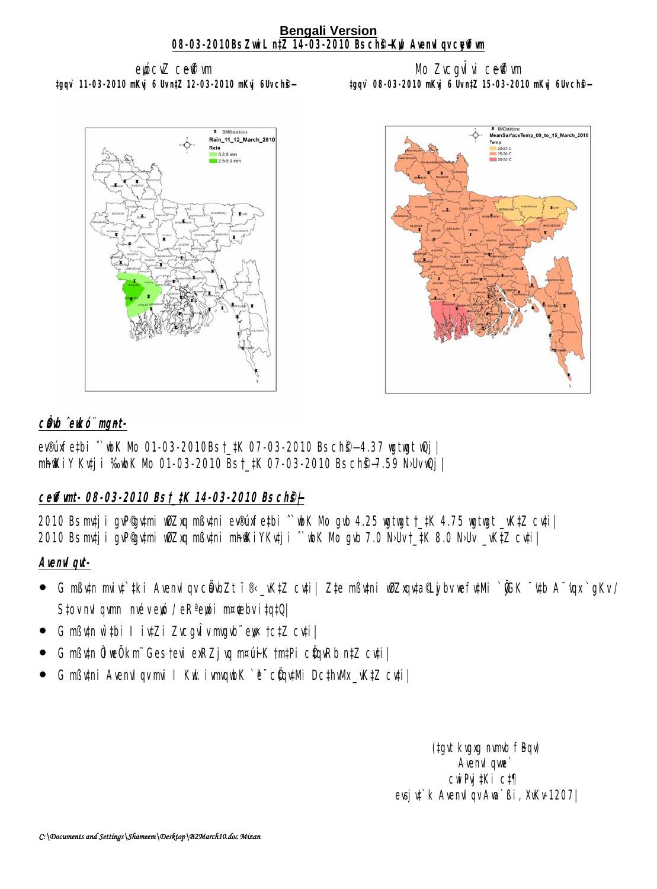**Bengali Version**

**08-03-2010 Bs Zvwi L n‡Z 14-03-2010 Bs ch©š—Kvjxb AvenvIqv cwiw¯'wZ mvi**

eyòcvZ cwiw¯'wZ
‡gqv` 11-03-2010 mKvj 6 Uv n‡Z 12-03-2010 mKvj 6Uv ch©š—

Mo ZvcgvÎvi cwiw¯'wZ
‡gqv` 08-03-2010 mKvj 6 Uv n‡Z 15-03-2010 mKvj 6Uv ch©š—

**cÖ`Ë ˆewkó¨ mgnt-**

ev®úxfe‡bi ˆ`wbK Mo 01-03-2010 Bs †_‡K 07-03-2010 Bs ch©š—4.37 wgtwgt wQj|
mh©wKiY Kvtji ‰`wbK Mo 01-03-2010 Bs †_‡K 07-03-2010 Bs ch©š—7.59 N›Uv wQj|

**cwiw¯'wZ- 08-03-2010 Bs †_‡K 14-03-2010 Bs ch©š—**

2010 Bs mv‡ji gvP©gv‡mi wØZxq mßv‡ni ev®úxfe‡bi ˆ`wbK Mo gvb 4.25 wgtwgt †_‡K 4.75 wgtwgt _vK‡Z cv‡i|
2010 Bs mv‡ji gvP©gv‡mi wØZxq mßv‡ni mh©wKiYKv‡ji ˆ`wbK Mo gvb 7.0 N›Uv †_‡K 8.0 N›Uv _vK‡Z cv‡i|

**AvenvIqvt-**

- G mßv‡n mviv‡`‡ki AvenvIqv cÖavbZt ï®‹ _vK‡Z cv‡i| Z‡e mßv‡ni wØZxqv‡a©Lyjbv wefv‡Mi `yÕGK ¯'v‡b A¯'vqx `gKv/ S‡ovnvIqvmn nvév eyòc/eR«eyòi m¤¢vebv i‡q‡Q|
- G mßv‡n w`‡bi I iv‡Zi ZvcgvÎv mvgvb¨ evo‡Z cv‡i|
- G mßv‡n ˆÎgvwmK m~h© Ges †evi avb K…lKiv mnR Pvl Kvh©µg Pvwj‡q †h‡Z cvi‡Q|
- G mßv‡ni AvenvIqv cvU I Kwi ivmqwbK `ªe¨ cÖ‡qv‡Mi Dc‡hvMx _vK‡Z cv‡i|

(‡gvt kvgxg nvmvb fBqv)
AvenvIqvwe`
cwiPvj‡Ki c‡¶
evsjv‡`k AvenvIqv Awa`ßi, XvKv-1207|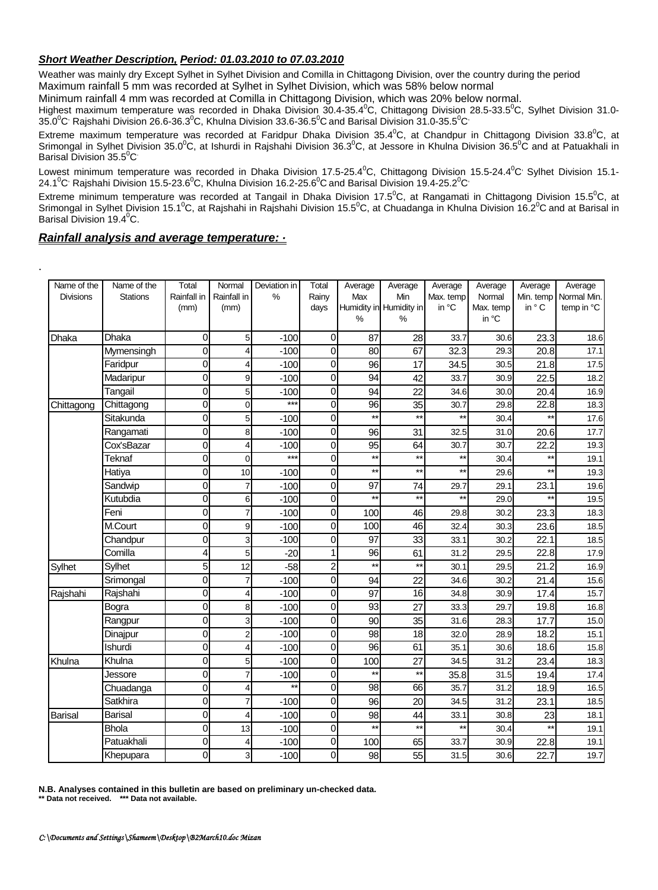***Short Weather Description, Period: 01.03.2010 to 07.03.2010***

Weather was mainly dry Except Sylhet in Sylhet Division and Comilla in Chittagong Division, over the country during the period
Maximum rainfall 5 mm was recorded at Sylhet in Sylhet Division, which was 58% below normal
Minimum rainfall 4 mm was recorded at Comilla in Chittagong Division, which was 20% below normal.

Highest maximum temperature was recorded in Dhaka Division 30.4-35.4$^0$C, Chittagong Division 28.5-33.5$^0$C, Sylhet Division 31.0-35.0$^0$C, Rajshahi Division 26.6-36.3$^0$C, Khulna Division 33.6-36.5$^0$C and Barisal Division 31.0-35.5$^0$C.

Extreme maximum temperature was recorded at Faridpur Dhaka Division 35.4$^0$C, at Chandpur in Chittagong Division 33.8$^0$C, at Srimongal in Sylhet Division 35.0$^0$C, at Ishurdi in Rajshahi Division 36.3$^0$C, at Jessore in Khulna Division 36.5$^0$C and at Patuakhali in Barisal Division 35.5$^0$C.

Lowest minimum temperature was recorded in Dhaka Division 17.5-25.4$^0$C, Chittagong Division 15.5-24.4$^0$C, Sylhet Division 15.1-24.1$^0$C, Rajshahi Division 15.5-23.6$^0$C, Khulna Division 16.2-25.6$^0$C and Barisal Division 19.4-25.2$^0$C.

Extreme minimum temperature was recorded at Tangail in Dhaka Division 17.5$^0$C, at Rangamati in Chittagong Division 15.5$^0$C, at Srimongal in Sylhet Division 15.1$^0$C, at Rajshahi in Rajshahi Division 15.5$^0$C, at Chuadanga in Khulna Division 16.2$^0$C and at Barisal in Barisal Division 19.4$^0$C.

***Rainfall analysis and average temperature:*** ·

.

| Name of the Divisions | Name of the Stations | Total Rainfall in (mm) | Normal Rainfall in (mm) | Deviation in % | Total Rainy days | Average Max Humidity in % | Average Min Humidity in % | Average Max. temp in °C | Average Normal Max. temp in °C | Average Min. temp in ° C | Average Normal Min. temp in °C |
|---|---|---|---|---|---|---|---|---|---|---|---|
| Dhaka | Dhaka | 0 | 5 | -100 | 0 | 87 | 28 | 33.7 | 30.6 | 23.3 | 18.6 |
| | Mymensingh | 0 | 4 | -100 | 0 | 80 | 67 | 32.3 | 29.3 | 20.8 | 17.1 |
| | Faridpur | 0 | 4 | -100 | 0 | 96 | 17 | 34.5 | 30.5 | 21.8 | 17.5 |
| | Madaripur | 0 | 9 | -100 | 0 | 94 | 42 | 33.7 | 30.9 | 22.5 | 18.2 |
| | Tangail | 0 | 5 | -100 | 0 | 94 | 22 | 34.6 | 30.0 | 20.4 | 16.9 |
| Chittagong | Chittagong | 0 | 0 | *** | 0 | 96 | 35 | 30.7 | 29.8 | 22.8 | 18.3 |
| | Sitakunda | 0 | 5 | -100 | 0 | ** | ** | ** | 30.4 | ** | 17.6 |
| | Rangamati | 0 | 8 | -100 | 0 | 96 | 31 | 32.5 | 31.0 | 20.6 | 17.7 |
| | Cox'sBazar | 0 | 4 | -100 | 0 | 95 | 64 | 30.7 | 30.7 | 22.2 | 19.3 |
| | Teknaf | 0 | 0 | *** | 0 | ** | ** | ** | 30.4 | ** | 19.1 |
| | Hatiya | 0 | 10 | -100 | 0 | ** | ** | ** | 29.6 | ** | 19.3 |
| | Sandwip | 0 | 7 | -100 | 0 | 97 | 74 | 29.7 | 29.1 | 23.1 | 19.6 |
| | Kutubdia | 0 | 6 | -100 | 0 | ** | ** | ** | 29.0 | ** | 19.5 |
| | Feni | 0 | 7 | -100 | 0 | 100 | 46 | 29.8 | 30.2 | 23.3 | 18.3 |
| | M.Court | 0 | 9 | -100 | 0 | 100 | 46 | 32.4 | 30.3 | 23.6 | 18.5 |
| | Chandpur | 0 | 3 | -100 | 0 | 97 | 33 | 33.1 | 30.2 | 22.1 | 18.5 |
| | Comilla | 4 | 5 | -20 | 1 | 96 | 61 | 31.2 | 29.5 | 22.8 | 17.9 |
| Sylhet | Sylhet | 5 | 12 | -58 | 2 | ** | ** | 30.1 | 29.5 | 21.2 | 16.9 |
| | Srimongal | 0 | 7 | -100 | 0 | 94 | 22 | 34.6 | 30.2 | 21.4 | 15.6 |
| Rajshahi | Rajshahi | 0 | 4 | -100 | 0 | 97 | 16 | 34.8 | 30.9 | 17.4 | 15.7 |
| | Bogra | 0 | 8 | -100 | 0 | 93 | 27 | 33.3 | 29.7 | 19.8 | 16.8 |
| | Rangpur | 0 | 3 | -100 | 0 | 90 | 35 | 31.6 | 28.3 | 17.7 | 15.0 |
| | Dinajpur | 0 | 2 | -100 | 0 | 98 | 18 | 32.0 | 28.9 | 18.2 | 15.1 |
| | Ishurdi | 0 | 4 | -100 | 0 | 96 | 61 | 35.1 | 30.6 | 18.6 | 15.8 |
| Khulna | Khulna | 0 | 5 | -100 | 0 | 100 | 27 | 34.5 | 31.2 | 23.4 | 18.3 |
| | Jessore | 0 | 7 | -100 | 0 | ** | ** | 35.8 | 31.5 | 19.4 | 17.4 |
| | Chuadanga | 0 | 4 | ** | 0 | 98 | 66 | 35.7 | 31.2 | 18.9 | 16.5 |
| | Satkhira | 0 | 7 | -100 | 0 | 96 | 20 | 34.5 | 31.2 | 23.1 | 18.5 |
| Barisal | Barisal | 0 | 4 | -100 | 0 | 98 | 44 | 33.1 | 30.8 | 23 | 18.1 |
| | Bhola | 0 | 13 | -100 | 0 | ** | ** | ** | 30.4 | ** | 19.1 |
| | Patuakhali | 0 | 4 | -100 | 0 | 100 | 65 | 33.7 | 30.9 | 22.8 | 19.1 |
| | Khepupara | 0 | 3 | -100 | 0 | 98 | 55 | 31.5 | 30.6 | 22.7 | 19.7 |

**N.B. Analyses contained in this bulletin are based on preliminary un-checked data.**
**\*\* Data not received. \*\*\* Data not available.**

*C:\Documents and Settings\Shameem\Desktop\B2March10.doc Mizan*